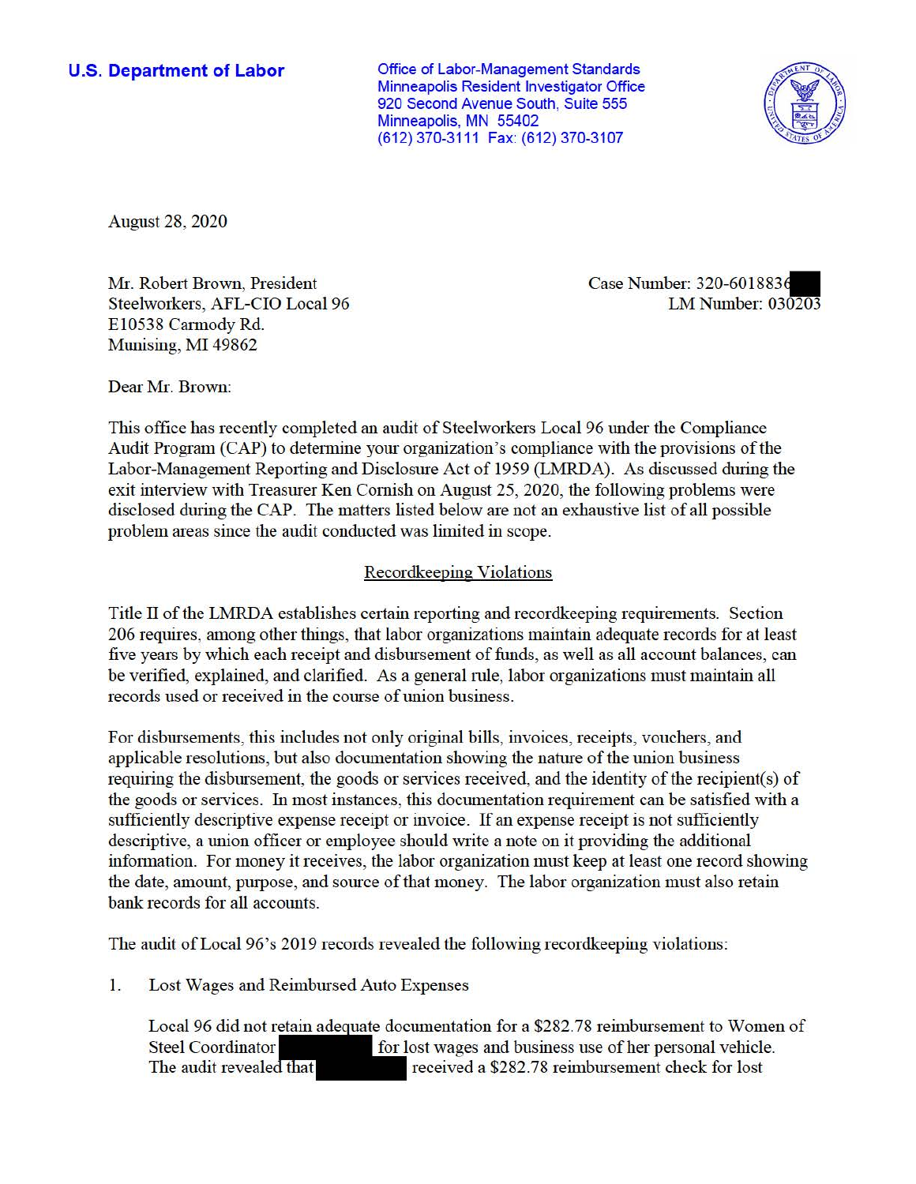**U.S. Department of Labor**

Office of Labor-Management Standards
Minneapolis Resident Investigator Office
920 Second Avenue South, Suite 555
Minneapolis, MN 55402
(612) 370-3111 Fax: (612) 370-3107

August 28, 2020

Mr. Robert Brown, President
Steelworkers, AFL-CIO Local 96
E10538 Carmody Rd.
Munising, MI 49862

Case Number: 320-6018836
LM Number: 030203

Dear Mr. Brown:

This office has recently completed an audit of Steelworkers Local 96 under the Compliance Audit Program (CAP) to determine your organization's compliance with the provisions of the Labor-Management Reporting and Disclosure Act of 1959 (LMRDA). As discussed during the exit interview with Treasurer Ken Cornish on August 25, 2020, the following problems were disclosed during the CAP. The matters listed below are not an exhaustive list of all possible problem areas since the audit conducted was limited in scope.

## Recordkeeping Violations

Title II of the LMRDA establishes certain reporting and recordkeeping requirements. Section 206 requires, among other things, that labor organizations maintain adequate records for at least five years by which each receipt and disbursement of funds, as well as all account balances, can be verified, explained, and clarified. As a general rule, labor organizations must maintain all records used or received in the course of union business.

For disbursements, this includes not only original bills, invoices, receipts, vouchers, and applicable resolutions, but also documentation showing the nature of the union business requiring the disbursement, the goods or services received, and the identity of the recipient(s) of the goods or services. In most instances, this documentation requirement can be satisfied with a sufficiently descriptive expense receipt or invoice. If an expense receipt is not sufficiently descriptive, a union officer or employee should write a note on it providing the additional information. For money it receives, the labor organization must keep at least one record showing the date, amount, purpose, and source of that money. The labor organization must also retain bank records for all accounts.

The audit of Local 96's 2019 records revealed the following recordkeeping violations:

1. Lost Wages and Reimbursed Auto Expenses

   Local 96 did not retain adequate documentation for a $282.78 reimbursement to Women of Steel Coordinator [REDACTED] for lost wages and business use of her personal vehicle. The audit revealed that [REDACTED] received a $282.78 reimbursement check for lost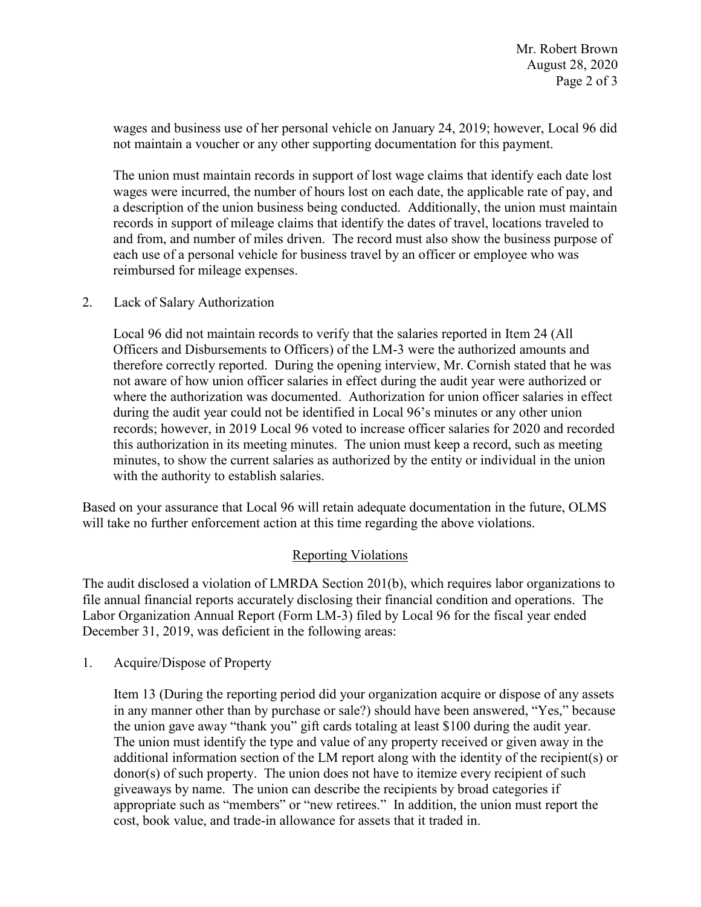wages and business use of her personal vehicle on January 24, 2019; however, Local 96 did not maintain a voucher or any other supporting documentation for this payment.

The union must maintain records in support of lost wage claims that identify each date lost wages were incurred, the number of hours lost on each date, the applicable rate of pay, and a description of the union business being conducted. Additionally, the union must maintain records in support of mileage claims that identify the dates of travel, locations traveled to and from, and number of miles driven. The record must also show the business purpose of each use of a personal vehicle for business travel by an officer or employee who was reimbursed for mileage expenses.

2. Lack of Salary Authorization

   Local 96 did not maintain records to verify that the salaries reported in Item 24 (All Officers and Disbursements to Officers) of the LM-3 were the authorized amounts and therefore correctly reported. During the opening interview, Mr. Cornish stated that he was not aware of how union officer salaries in effect during the audit year were authorized or where the authorization was documented. Authorization for union officer salaries in effect during the audit year could not be identified in Local 96's minutes or any other union records; however, in 2019 Local 96 voted to increase officer salaries for 2020 and recorded this authorization in its meeting minutes. The union must keep a record, such as meeting minutes, to show the current salaries as authorized by the entity or individual in the union with the authority to establish salaries.

Based on your assurance that Local 96 will retain adequate documentation in the future, OLMS will take no further enforcement action at this time regarding the above violations.

## Reporting Violations

The audit disclosed a violation of LMRDA Section 201(b), which requires labor organizations to file annual financial reports accurately disclosing their financial condition and operations. The Labor Organization Annual Report (Form LM-3) filed by Local 96 for the fiscal year ended December 31, 2019, was deficient in the following areas:

1. Acquire/Dispose of Property

   Item 13 (During the reporting period did your organization acquire or dispose of any assets in any manner other than by purchase or sale?) should have been answered, "Yes," because the union gave away "thank you" gift cards totaling at least $100 during the audit year. The union must identify the type and value of any property received or given away in the additional information section of the LM report along with the identity of the recipient(s) or donor(s) of such property. The union does not have to itemize every recipient of such giveaways by name. The union can describe the recipients by broad categories if appropriate such as "members" or "new retirees." In addition, the union must report the cost, book value, and trade-in allowance for assets that it traded in.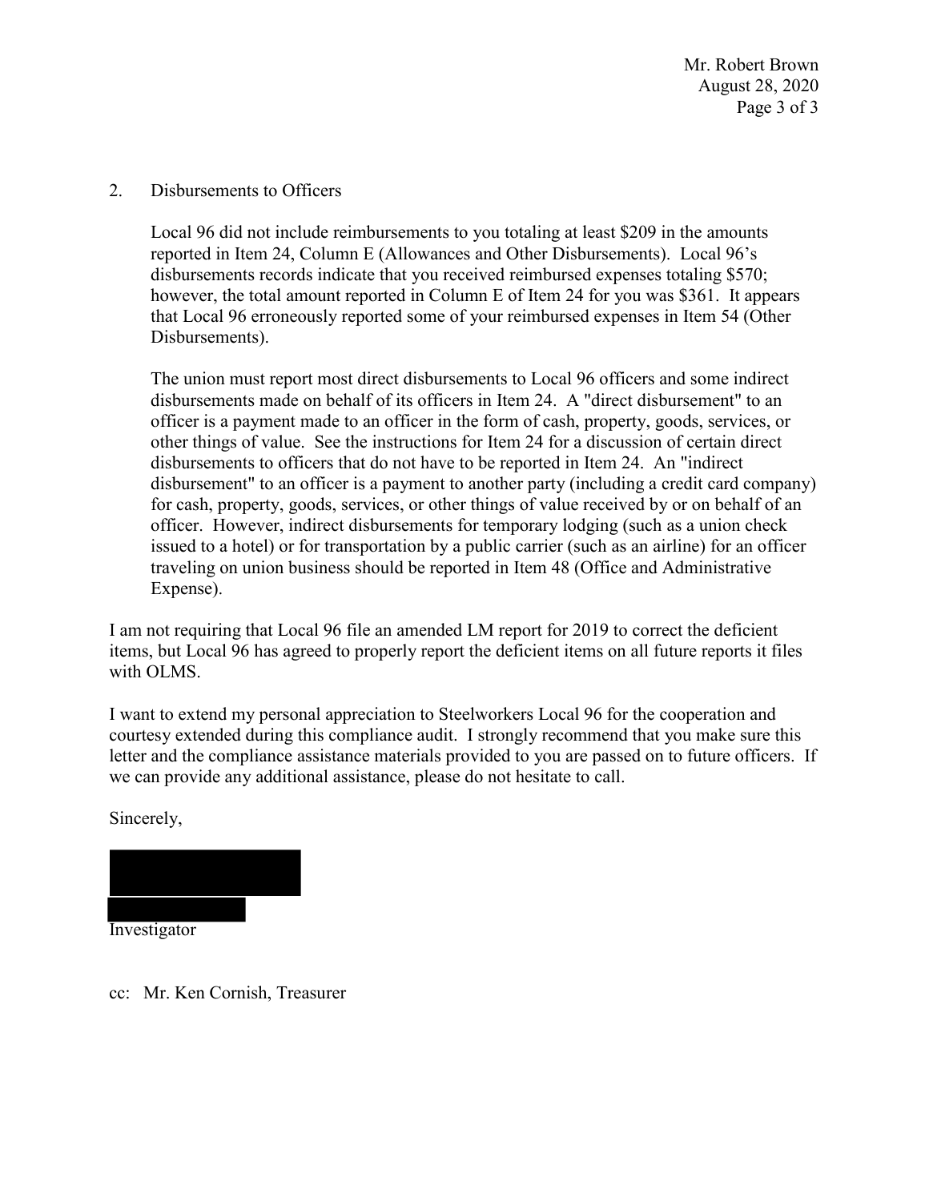2. Disbursements to Officers

   Local 96 did not include reimbursements to you totaling at least $209 in the amounts reported in Item 24, Column E (Allowances and Other Disbursements). Local 96's disbursements records indicate that you received reimbursed expenses totaling $570; however, the total amount reported in Column E of Item 24 for you was $361. It appears that Local 96 erroneously reported some of your reimbursed expenses in Item 54 (Other Disbursements).

   The union must report most direct disbursements to Local 96 officers and some indirect disbursements made on behalf of its officers in Item 24. A "direct disbursement" to an officer is a payment made to an officer in the form of cash, property, goods, services, or other things of value. See the instructions for Item 24 for a discussion of certain direct disbursements to officers that do not have to be reported in Item 24. An "indirect disbursement" to an officer is a payment to another party (including a credit card company) for cash, property, goods, services, or other things of value received by or on behalf of an officer. However, indirect disbursements for temporary lodging (such as a union check issued to a hotel) or for transportation by a public carrier (such as an airline) for an officer traveling on union business should be reported in Item 48 (Office and Administrative Expense).

I am not requiring that Local 96 file an amended LM report for 2019 to correct the deficient items, but Local 96 has agreed to properly report the deficient items on all future reports it files with OLMS.

I want to extend my personal appreciation to Steelworkers Local 96 for the cooperation and courtesy extended during this compliance audit. I strongly recommend that you make sure this letter and the compliance assistance materials provided to you are passed on to future officers. If we can provide any additional assistance, please do not hesitate to call.

Sincerely,

Investigator

cc: Mr. Ken Cornish, Treasurer